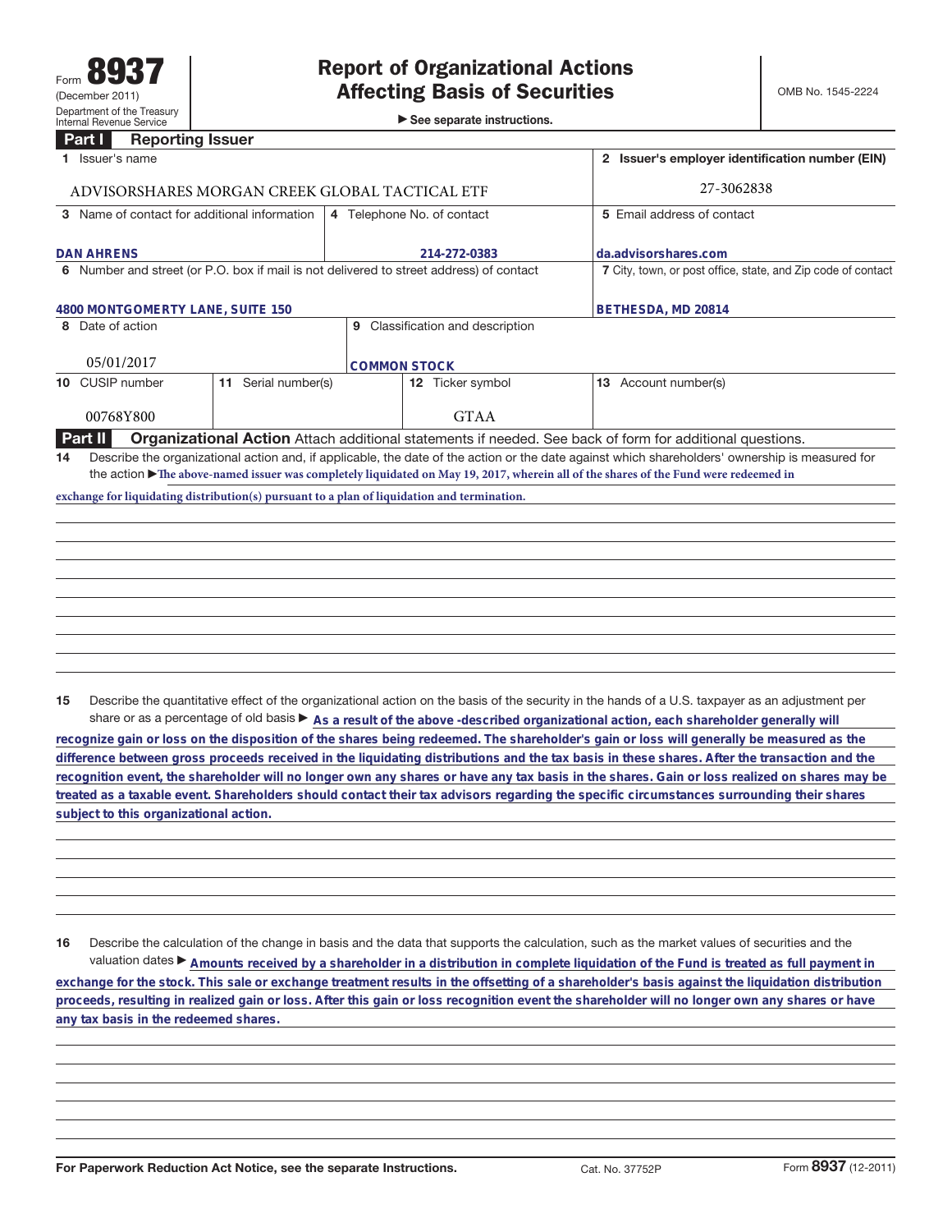Form **8937**
(December 2011)
Department of the Treasury
Internal Revenue Service

# Report of Organizational Actions Affecting Basis of Securities

▶ See separate instructions.

OMB No. 1545-2224

## Part I Reporting Issuer

| 1 Issuer's name | | | 2 Issuer's employer identification number (EIN) |
|---|---|---|---|
| ADVISORSHARES MORGAN CREEK GLOBAL TACTICAL ETF | | | 27-3062838 |
| 3 Name of contact for additional information | 4 Telephone No. of contact | | 5 Email address of contact |
| DAN AHRENS | 214-272-0383 | | da.advisorshares.com |
| 6 Number and street (or P.O. box if mail is not delivered to street address) of contact | | | 7 City, town, or post office, state, and Zip code of contact |
| 4800 MONTGOMERTY LANE, SUITE 150 | | | BETHESDA, MD 20814 |
| 8 Date of action | 9 Classification and description | | |
| 05/01/2017 | COMMON STOCK | | |
| 10 CUSIP number | 11 Serial number(s) | 12 Ticker symbol | 13 Account number(s) |
| 00768Y800 | | GTAA | |

## Part II Organizational Action

Attach additional statements if needed. See back of form for additional questions.

**14** Describe the organizational action and, if applicable, the date of the action or the date against which shareholders' ownership is measured for the action ▶ The above-named issuer was completely liquidated on May 19, 2017, wherein all of the shares of the Fund were redeemed in exchange for liquidating distribution(s) pursuant to a plan of liquidation and termination.

**15** Describe the quantitative effect of the organizational action on the basis of the security in the hands of a U.S. taxpayer as an adjustment per share or as a percentage of old basis ▶ As a result of the above -described organizational action, each shareholder generally will recognize gain or loss on the disposition of the shares being redeemed. The shareholder's gain or loss will generally be measured as the difference between gross proceeds received in the liquidating distributions and the tax basis in these shares. After the transaction and the recognition event, the shareholder will no longer own any shares or have any tax basis in the shares. Gain or loss realized on shares may be treated as a taxable event. Shareholders should contact their tax advisors regarding the specific circumstances surrounding their shares subject to this organizational action.

**16** Describe the calculation of the change in basis and the data that supports the calculation, such as the market values of securities and the valuation dates ▶ Amounts received by a shareholder in a distribution in complete liquidation of the Fund is treated as full payment in exchange for the stock. This sale or exchange treatment results in the offsetting of a shareholder's basis against the liquidation distribution proceeds, resulting in realized gain or loss. After this gain or loss recognition event the shareholder will no longer own any shares or have any tax basis in the redeemed shares.

For Paperwork Reduction Act Notice, see the separate Instructions. Cat. No. 37752P Form **8937** (12-2011)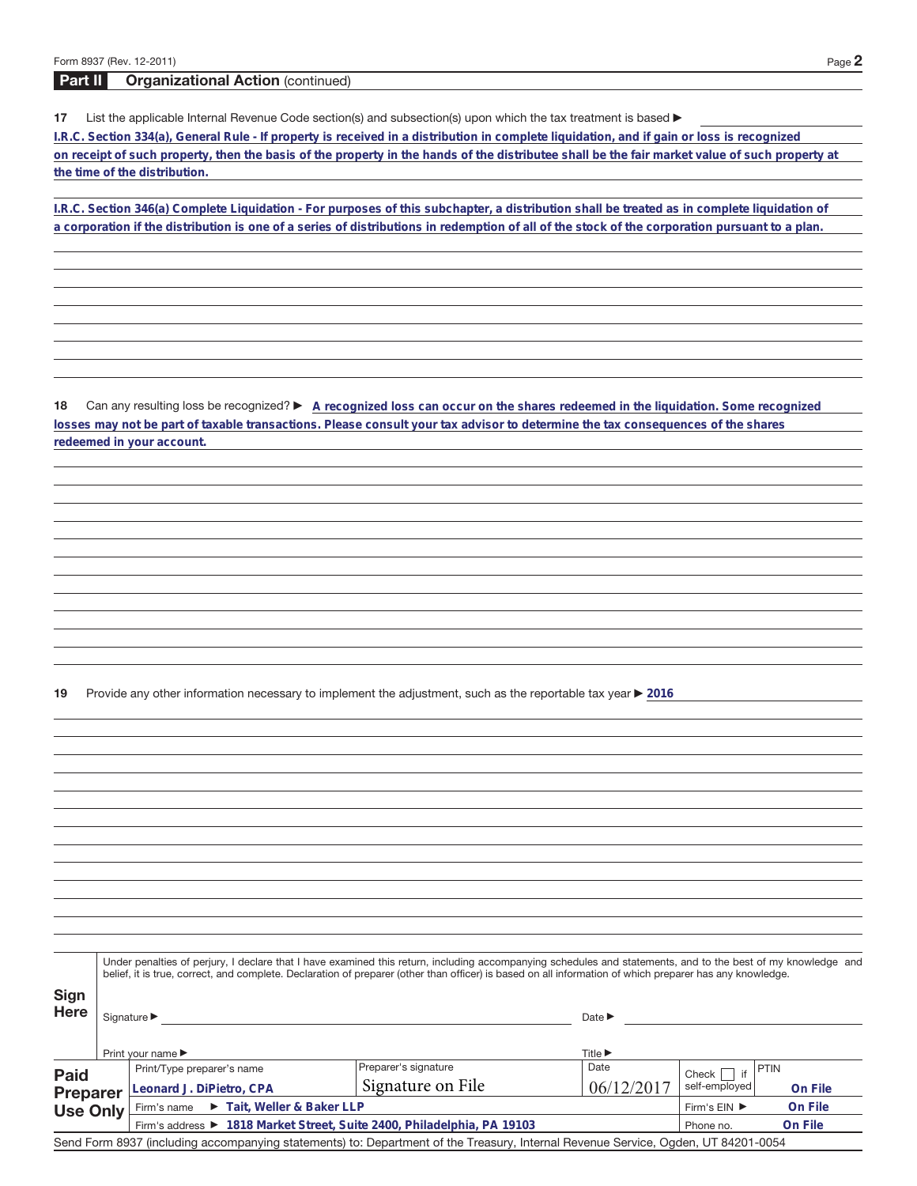Form 8937 (Rev. 12-2011)

## Part II Organizational Action (continued)

**17** List the applicable Internal Revenue Code section(s) and subsection(s) upon which the tax treatment is based ▶

**I.R.C. Section 334(a), General Rule - If property is received in a distribution in complete liquidation, and if gain or loss is recognized on receipt of such property, then the basis of the property in the hands of the distributee shall be the fair market value of such property at the time of the distribution.**

**I.R.C. Section 346(a) Complete Liquidation - For purposes of this subchapter, a distribution shall be treated as in complete liquidation of a corporation if the distribution is one of a series of distributions in redemption of all of the stock of the corporation pursuant to a plan.**

**18** Can any resulting loss be recognized? ▶ **A recognized loss can occur on the shares redeemed in the liquidation. Some recognized losses may not be part of taxable transactions. Please consult your tax advisor to determine the tax consequences of the shares redeemed in your account.**

**19** Provide any other information necessary to implement the adjustment, such as the reportable tax year ▶ **2016**

**Sign Here**

Under penalties of perjury, I declare that I have examined this return, including accompanying schedules and statements, and to the best of my knowledge and belief, it is true, correct, and complete. Declaration of preparer (other than officer) is based on all information of which preparer has any knowledge.

Signature ▶ Date ▶

Print your name ▶ Title ▶

**Paid Preparer Use Only**

| Print/Type preparer's name | Preparer's signature | Date | Check ☐ if self-employed | PTIN |
|---|---|---|---|---|
| Leonard J. DiPietro, CPA | Signature on File | 06/12/2017 | | On File |
| Firm's name ▶ Tait, Weller & Baker LLP | | | Firm's EIN ▶ | On File |
| Firm's address ▶ 1818 Market Street, Suite 2400, Philadelphia, PA 19103 | | | Phone no. | On File |

Send Form 8937 (including accompanying statements) to: Department of the Treasury, Internal Revenue Service, Ogden, UT 84201-0054